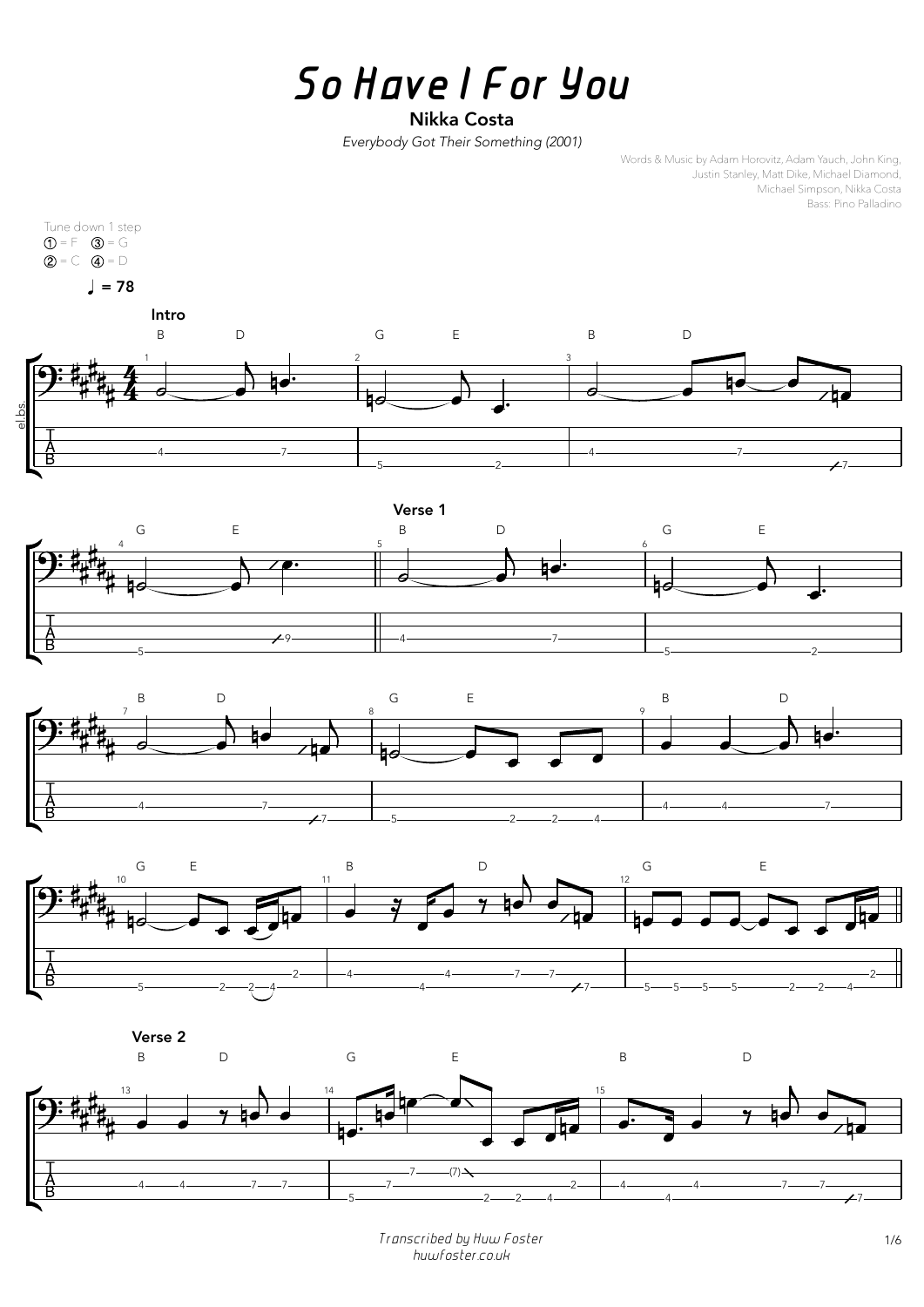# So Have I For You

**Nikka Costa**

*Everybody Got Their Something (2001)*

Words & Music by Adam Horovitz, Adam Yauch, John King, Justin Stanley, Matt Dike, Michael Diamond, Michael Simpson, Nikka Costa

Bass: Pino Palladino

Tune down 1 step
① = F ③ = G
② = C ④ = D

♩ = 78

**Intro**

**Verse 1**

**Verse 2**

*Transcribed by Huw Foster*
*huwfoster.co.uk*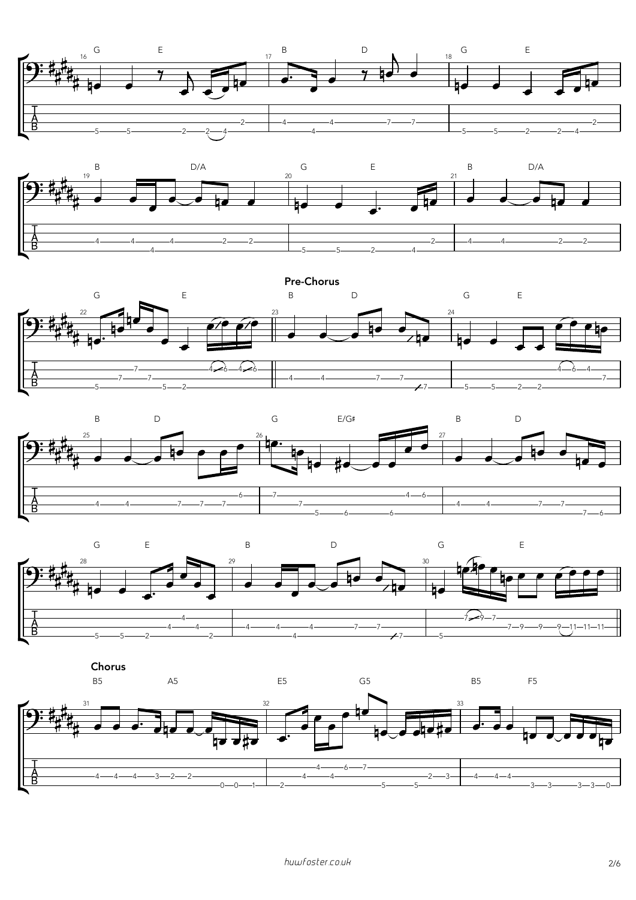## Pre-Chorus

## Chorus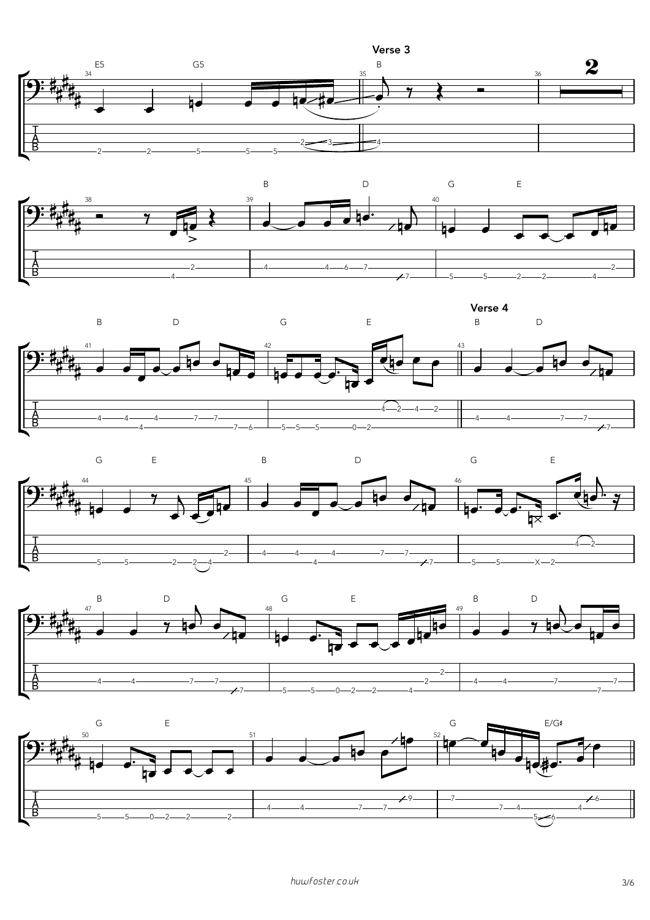## Verse 3

## Verse 4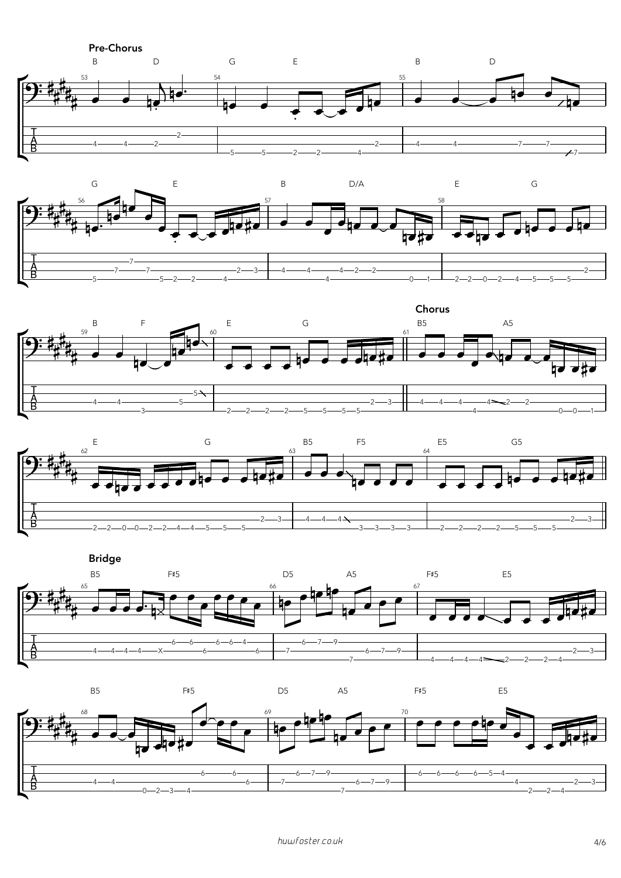**Pre-Chorus**

**Chorus**

**Bridge**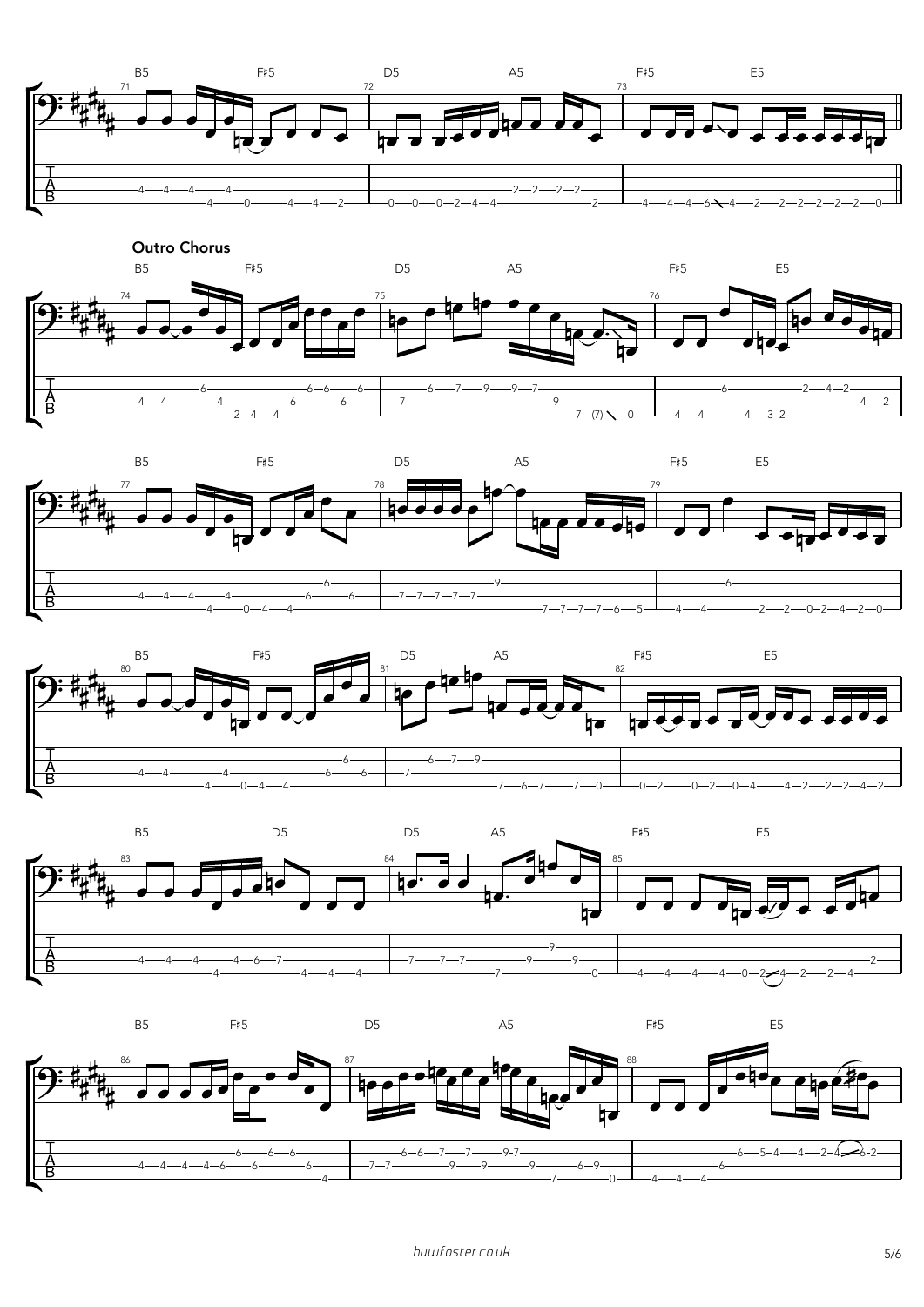## Outro Chorus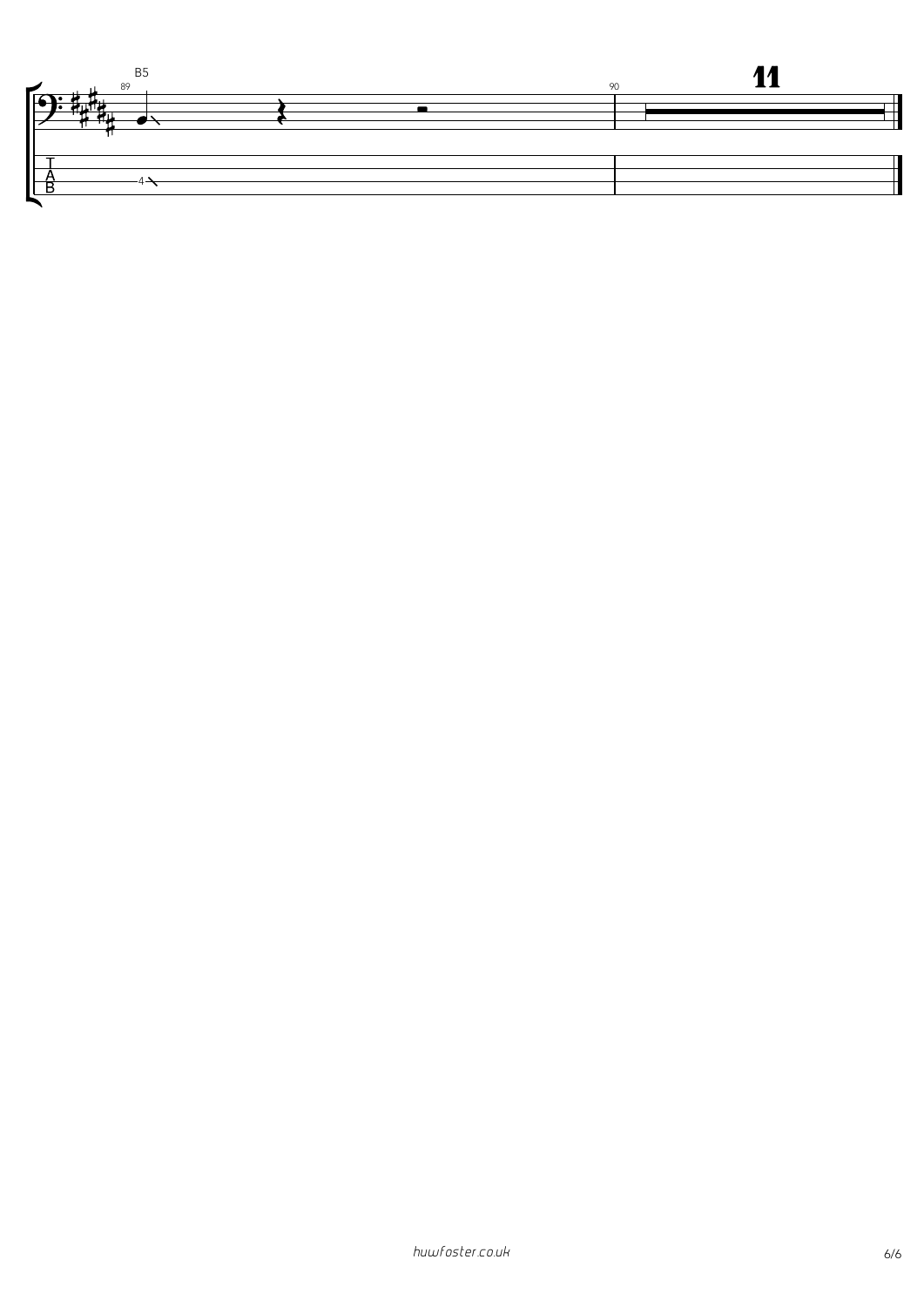B5

89

90

11

T
A
B

4